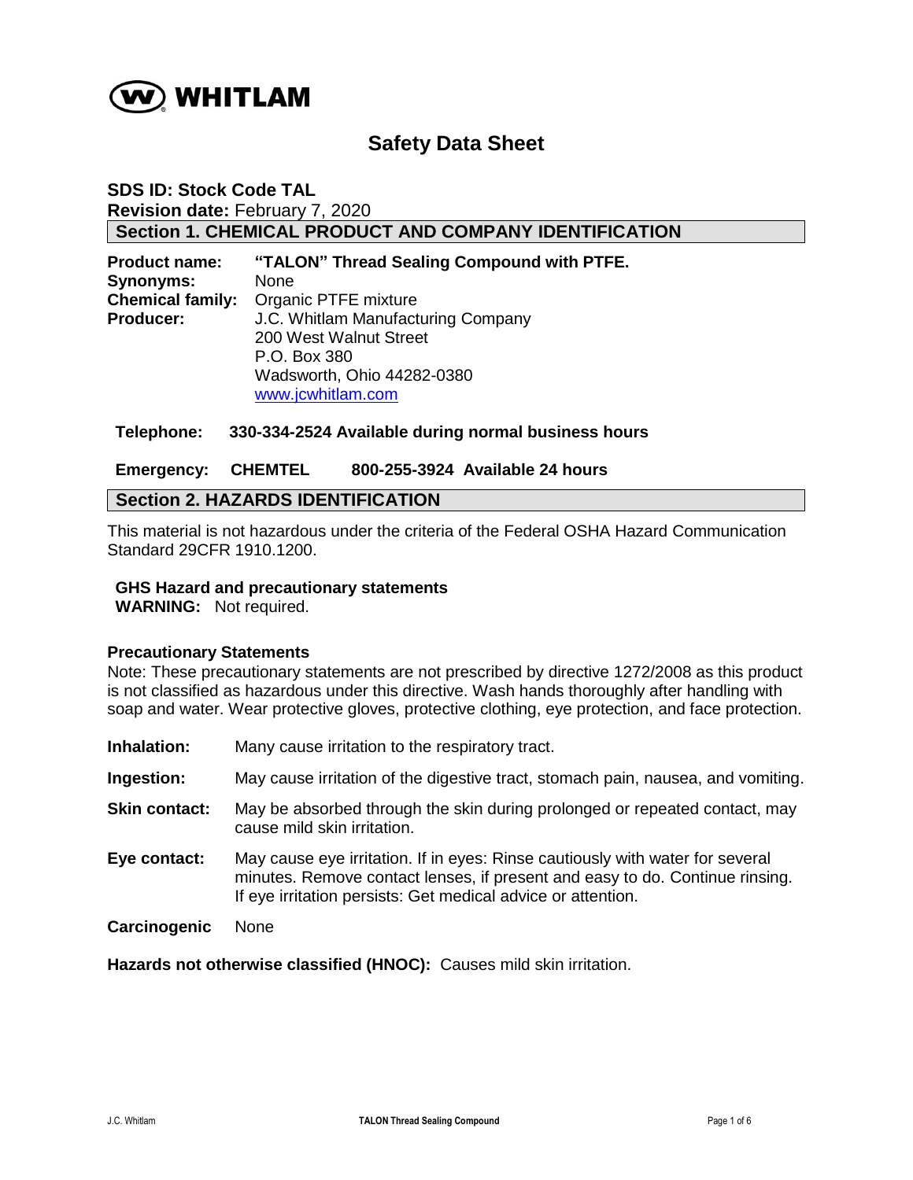WHITLAM

# Safety Data Sheet

**SDS ID: Stock Code TAL**
**Revision date:** February 7, 2020

## Section 1. CHEMICAL PRODUCT AND COMPANY IDENTIFICATION

**Product name:** **"TALON" Thread Sealing Compound with PTFE.**
**Synonyms:** None
**Chemical family:** Organic PTFE mixture
**Producer:** J.C. Whitlam Manufacturing Company
200 West Walnut Street
P.O. Box 380
Wadsworth, Ohio 44282-0380
www.jcwhitlam.com

**Telephone: 330-334-2524 Available during normal business hours**

**Emergency: CHEMTEL 800-255-3924 Available 24 hours**

## Section 2. HAZARDS IDENTIFICATION

This material is not hazardous under the criteria of the Federal OSHA Hazard Communication Standard 29CFR 1910.1200.

**GHS Hazard and precautionary statements**
**WARNING:** Not required.

**Precautionary Statements**
Note: These precautionary statements are not prescribed by directive 1272/2008 as this product is not classified as hazardous under this directive. Wash hands thoroughly after handling with soap and water. Wear protective gloves, protective clothing, eye protection, and face protection.

**Inhalation:** Many cause irritation to the respiratory tract.

**Ingestion:** May cause irritation of the digestive tract, stomach pain, nausea, and vomiting.

**Skin contact:** May be absorbed through the skin during prolonged or repeated contact, may cause mild skin irritation.

**Eye contact:** May cause eye irritation. If in eyes: Rinse cautiously with water for several minutes. Remove contact lenses, if present and easy to do. Continue rinsing. If eye irritation persists: Get medical advice or attention.

**Carcinogenic** None

**Hazards not otherwise classified (HNOC):** Causes mild skin irritation.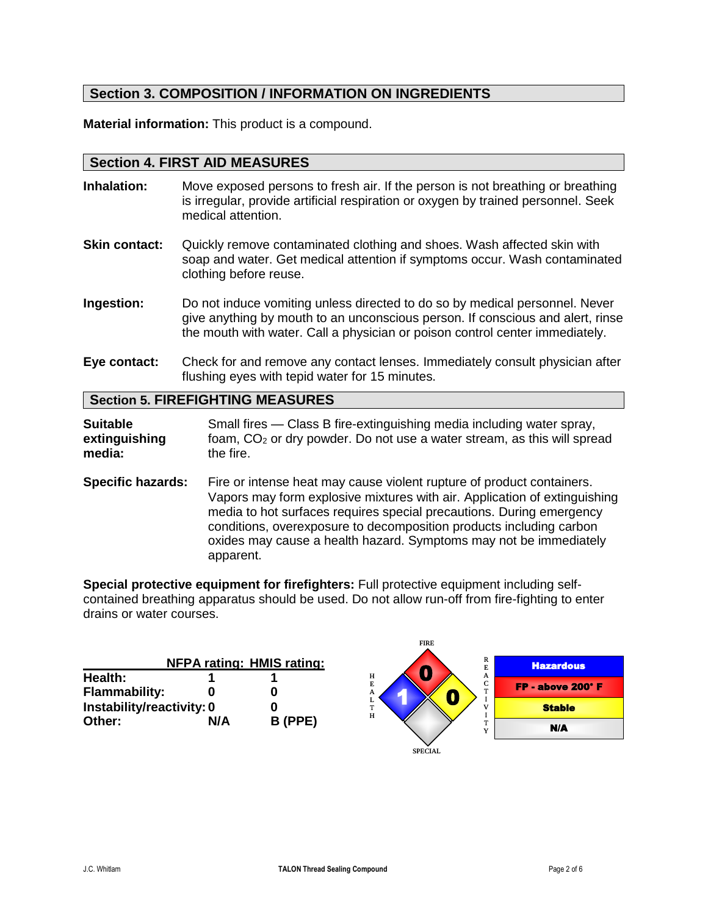## Section 3. COMPOSITION / INFORMATION ON INGREDIENTS

**Material information:** This product is a compound.

## Section 4. FIRST AID MEASURES

**Inhalation:** Move exposed persons to fresh air. If the person is not breathing or breathing is irregular, provide artificial respiration or oxygen by trained personnel. Seek medical attention.

**Skin contact:** Quickly remove contaminated clothing and shoes. Wash affected skin with soap and water. Get medical attention if symptoms occur. Wash contaminated clothing before reuse.

**Ingestion:** Do not induce vomiting unless directed to do so by medical personnel. Never give anything by mouth to an unconscious person. If conscious and alert, rinse the mouth with water. Call a physician or poison control center immediately.

**Eye contact:** Check for and remove any contact lenses. Immediately consult physician after flushing eyes with tepid water for 15 minutes.

## Section 5. FIREFIGHTING MEASURES

**Suitable extinguishing media:** Small fires — Class B fire-extinguishing media including water spray, foam, $CO_2$ or dry powder. Do not use a water stream, as this will spread the fire.

**Specific hazards:** Fire or intense heat may cause violent rupture of product containers. Vapors may form explosive mixtures with air. Application of extinguishing media to hot surfaces requires special precautions. During emergency conditions, overexposure to decomposition products including carbon oxides may cause a health hazard. Symptoms may not be immediately apparent.

**Special protective equipment for firefighters:** Full protective equipment including self-contained breathing apparatus should be used. Do not allow run-off from fire-fighting to enter drains or water courses.

| | NFPA rating: | HMIS rating: |
|---|---|---|
| **Health:** | 1 | 1 |
| **Flammability:** | 0 | 0 |
| **Instability/reactivity:** | 0 | 0 |
| **Other:** | N/A | B (PPE) |

| NFPA Diamond | |
|---|---|
| FIRE | 0 |
| HEALTH | 1 |
| REACTIVITY | 0 |
| SPECIAL | |

| |
|---|
| Hazardous |
| FP - above 200° F |
| Stable |
| N/A |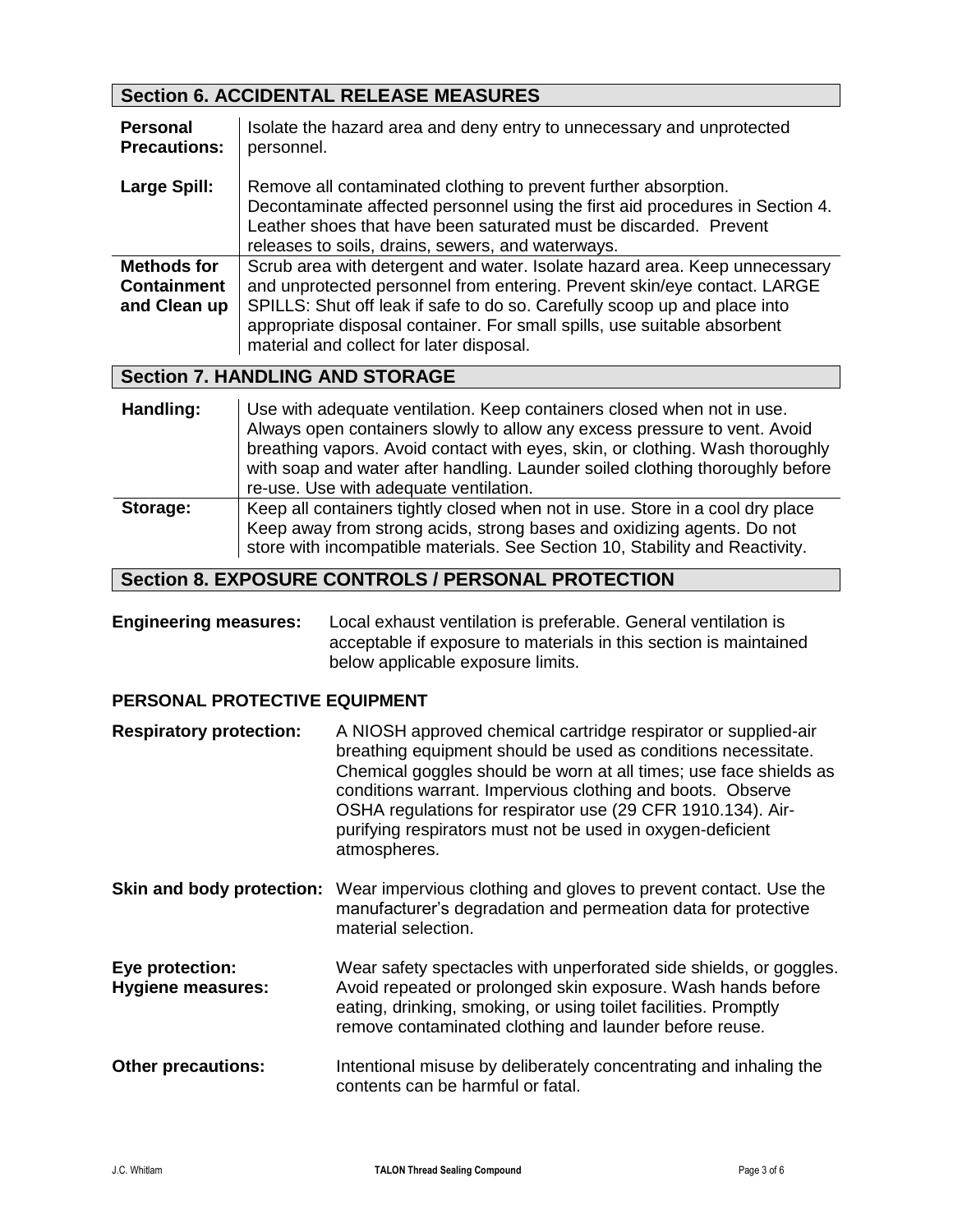## Section 6. ACCIDENTAL RELEASE MEASURES

| | |
|---|---|
| **Personal Precautions:** | Isolate the hazard area and deny entry to unnecessary and unprotected personnel. |
| **Large Spill:** | Remove all contaminated clothing to prevent further absorption. Decontaminate affected personnel using the first aid procedures in Section 4. Leather shoes that have been saturated must be discarded. Prevent releases to soils, drains, sewers, and waterways. |
| **Methods for Containment and Clean up** | Scrub area with detergent and water. Isolate hazard area. Keep unnecessary and unprotected personnel from entering. Prevent skin/eye contact. LARGE SPILLS: Shut off leak if safe to do so. Carefully scoop up and place into appropriate disposal container. For small spills, use suitable absorbent material and collect for later disposal. |

## Section 7. HANDLING AND STORAGE

| | |
|---|---|
| **Handling:** | Use with adequate ventilation. Keep containers closed when not in use. Always open containers slowly to allow any excess pressure to vent. Avoid breathing vapors. Avoid contact with eyes, skin, or clothing. Wash thoroughly with soap and water after handling. Launder soiled clothing thoroughly before re-use. Use with adequate ventilation. |
| **Storage:** | Keep all containers tightly closed when not in use. Store in a cool dry place Keep away from strong acids, strong bases and oxidizing agents. Do not store with incompatible materials. See Section 10, Stability and Reactivity. |

## Section 8. EXPOSURE CONTROLS / PERSONAL PROTECTION

**Engineering measures:** Local exhaust ventilation is preferable. General ventilation is acceptable if exposure to materials in this section is maintained below applicable exposure limits.

### PERSONAL PROTECTIVE EQUIPMENT

**Respiratory protection:** A NIOSH approved chemical cartridge respirator or supplied-air breathing equipment should be used as conditions necessitate. Chemical goggles should be worn at all times; use face shields as conditions warrant. Impervious clothing and boots. Observe OSHA regulations for respirator use (29 CFR 1910.134). Air-purifying respirators must not be used in oxygen-deficient atmospheres.

**Skin and body protection:** Wear impervious clothing and gloves to prevent contact. Use the manufacturer's degradation and permeation data for protective material selection.

**Eye protection:** Wear safety spectacles with unperforated side shields, or goggles.

**Hygiene measures:** Avoid repeated or prolonged skin exposure. Wash hands before eating, drinking, smoking, or using toilet facilities. Promptly remove contaminated clothing and launder before reuse.

**Other precautions:** Intentional misuse by deliberately concentrating and inhaling the contents can be harmful or fatal.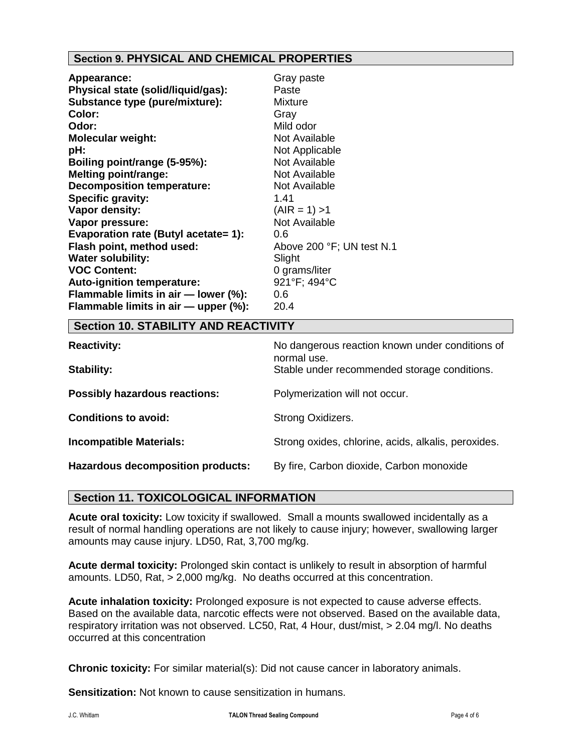## Section 9. PHYSICAL AND CHEMICAL PROPERTIES

| | |
|---|---|
| **Appearance:** | Gray paste |
| **Physical state (solid/liquid/gas):** | Paste |
| **Substance type (pure/mixture):** | Mixture |
| **Color:** | Gray |
| **Odor:** | Mild odor |
| **Molecular weight:** | Not Available |
| **pH:** | Not Applicable |
| **Boiling point/range (5-95%):** | Not Available |
| **Melting point/range:** | Not Available |
| **Decomposition temperature:** | Not Available |
| **Specific gravity:** | 1.41 |
| **Vapor density:** | (AIR = 1) >1 |
| **Vapor pressure:** | Not Available |
| **Evaporation rate (Butyl acetate= 1):** | 0.6 |
| **Flash point, method used:** | Above 200 °F; UN test N.1 |
| **Water solubility:** | Slight |
| **VOC Content:** | 0 grams/liter |
| **Auto-ignition temperature:** | 921°F; 494°C |
| **Flammable limits in air — lower (%):** | 0.6 |
| **Flammable limits in air — upper (%):** | 20.4 |

## Section 10. STABILITY AND REACTIVITY

| | |
|---|---|
| **Reactivity:** | No dangerous reaction known under conditions of normal use. |
| **Stability:** | Stable under recommended storage conditions. |
| **Possibly hazardous reactions:** | Polymerization will not occur. |
| **Conditions to avoid:** | Strong Oxidizers. |
| **Incompatible Materials:** | Strong oxides, chlorine, acids, alkalis, peroxides. |
| **Hazardous decomposition products:** | By fire, Carbon dioxide, Carbon monoxide |

## Section 11. TOXICOLOGICAL INFORMATION

**Acute oral toxicity:** Low toxicity if swallowed. Small a mounts swallowed incidentally as a result of normal handling operations are not likely to cause injury; however, swallowing larger amounts may cause injury. LD50, Rat, 3,700 mg/kg.

**Acute dermal toxicity:** Prolonged skin contact is unlikely to result in absorption of harmful amounts. LD50, Rat, > 2,000 mg/kg. No deaths occurred at this concentration.

**Acute inhalation toxicity:** Prolonged exposure is not expected to cause adverse effects. Based on the available data, narcotic effects were not observed. Based on the available data, respiratory irritation was not observed. LC50, Rat, 4 Hour, dust/mist, > 2.04 mg/l. No deaths occurred at this concentration

**Chronic toxicity:** For similar material(s): Did not cause cancer in laboratory animals.

**Sensitization:** Not known to cause sensitization in humans.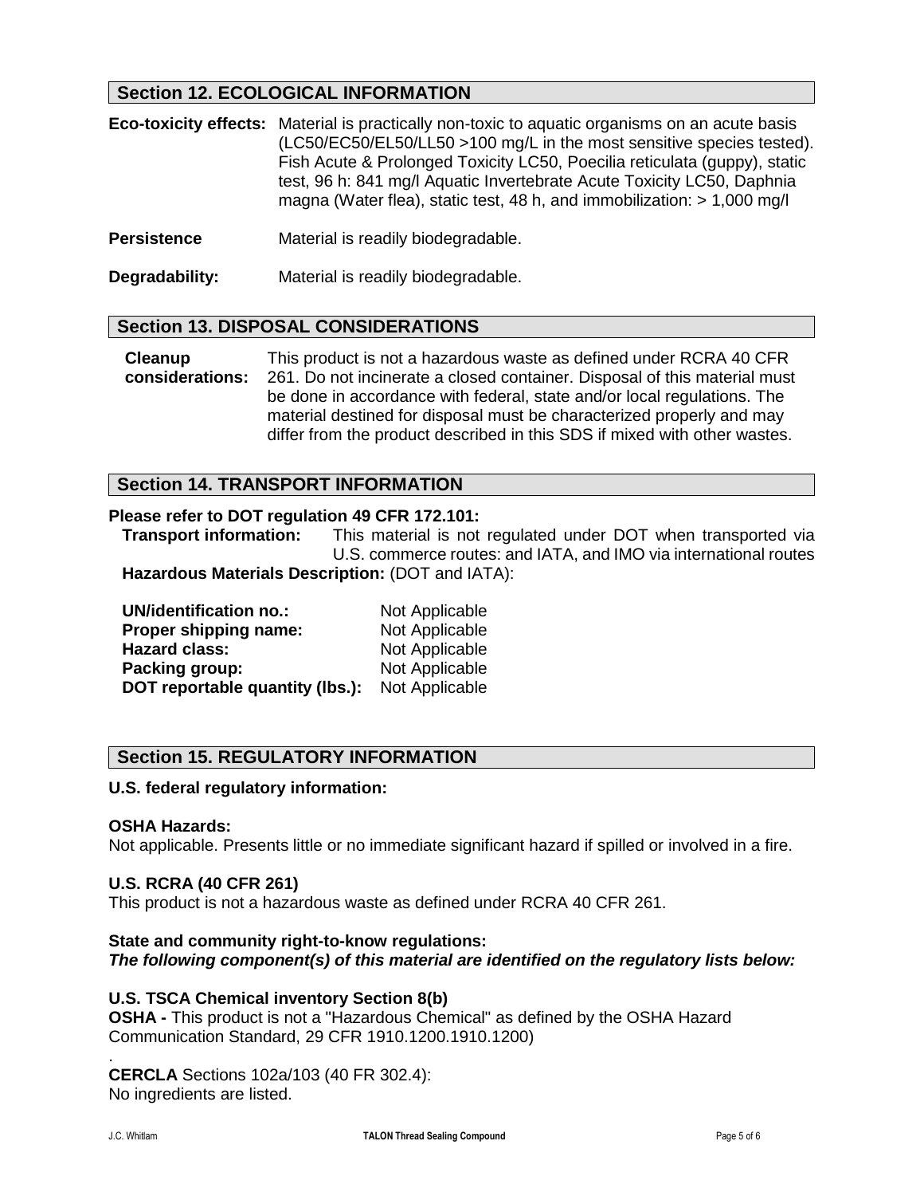## Section 12. ECOLOGICAL INFORMATION

**Eco-toxicity effects:** Material is practically non-toxic to aquatic organisms on an acute basis (LC50/EC50/EL50/LL50 >100 mg/L in the most sensitive species tested). Fish Acute & Prolonged Toxicity LC50, Poecilia reticulata (guppy), static test, 96 h: 841 mg/l Aquatic Invertebrate Acute Toxicity LC50, Daphnia magna (Water flea), static test, 48 h, and immobilization: > 1,000 mg/l

**Persistence** Material is readily biodegradable.

**Degradability:** Material is readily biodegradable.

## Section 13. DISPOSAL CONSIDERATIONS

**Cleanup considerations:** This product is not a hazardous waste as defined under RCRA 40 CFR 261. Do not incinerate a closed container. Disposal of this material must be done in accordance with federal, state and/or local regulations. The material destined for disposal must be characterized properly and may differ from the product described in this SDS if mixed with other wastes.

## Section 14. TRANSPORT INFORMATION

**Please refer to DOT regulation 49 CFR 172.101:**

**Transport information:** This material is not regulated under DOT when transported via U.S. commerce routes: and IATA, and IMO via international routes

**Hazardous Materials Description:** (DOT and IATA):

**UN/identification no.:** Not Applicable
**Proper shipping name:** Not Applicable
**Hazard class:** Not Applicable
**Packing group:** Not Applicable
**DOT reportable quantity (lbs.):** Not Applicable

## Section 15. REGULATORY INFORMATION

**U.S. federal regulatory information:**

**OSHA Hazards:**
Not applicable. Presents little or no immediate significant hazard if spilled or involved in a fire.

**U.S. RCRA (40 CFR 261)**
This product is not a hazardous waste as defined under RCRA 40 CFR 261.

**State and community right-to-know regulations:**
***The following component(s) of this material are identified on the regulatory lists below:***

**U.S. TSCA Chemical inventory Section 8(b)**
**OSHA -** This product is not a "Hazardous Chemical" as defined by the OSHA Hazard Communication Standard, 29 CFR 1910.1200.1910.1200)

.
**CERCLA** Sections 102a/103 (40 FR 302.4):
No ingredients are listed.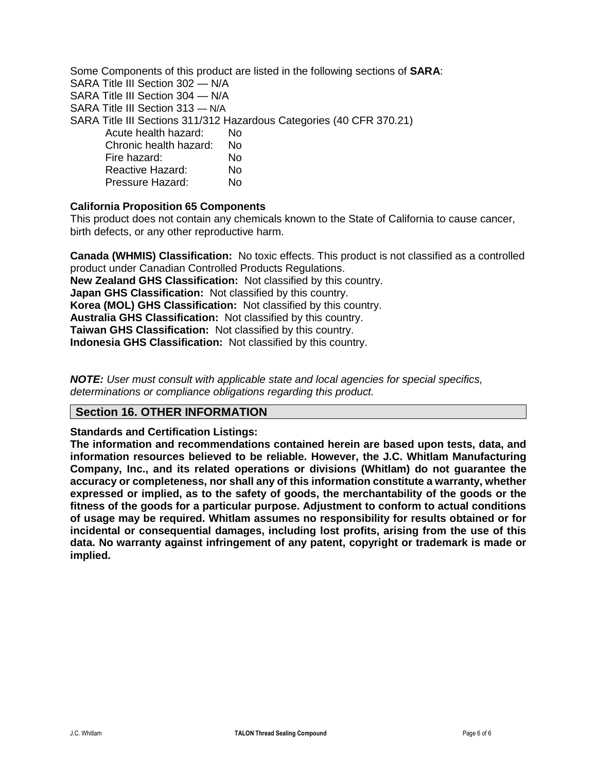Some Components of this product are listed in the following sections of **SARA**:

SARA Title III Section 302 — N/A

SARA Title III Section 304 — N/A

SARA Title III Section 313 — N/A

SARA Title III Sections 311/312 Hazardous Categories (40 CFR 370.21)

| | |
|---|---|
| Acute health hazard: | No |
| Chronic health hazard: | No |
| Fire hazard: | No |
| Reactive Hazard: | No |
| Pressure Hazard: | No |

**California Proposition 65 Components**

This product does not contain any chemicals known to the State of California to cause cancer, birth defects, or any other reproductive harm.

**Canada (WHMIS) Classification:** No toxic effects. This product is not classified as a controlled product under Canadian Controlled Products Regulations.

**New Zealand GHS Classification:** Not classified by this country.

**Japan GHS Classification:** Not classified by this country.

**Korea (MOL) GHS Classification:** Not classified by this country.

**Australia GHS Classification:** Not classified by this country.

**Taiwan GHS Classification:** Not classified by this country.

**Indonesia GHS Classification:** Not classified by this country.

***NOTE:*** *User must consult with applicable state and local agencies for special specifics, determinations or compliance obligations regarding this product.*

## Section 16. OTHER INFORMATION

**Standards and Certification Listings:**

**The information and recommendations contained herein are based upon tests, data, and information resources believed to be reliable. However, the J.C. Whitlam Manufacturing Company, Inc., and its related operations or divisions (Whitlam) do not guarantee the accuracy or completeness, nor shall any of this information constitute a warranty, whether expressed or implied, as to the safety of goods, the merchantability of the goods or the fitness of the goods for a particular purpose. Adjustment to conform to actual conditions of usage may be required. Whitlam assumes no responsibility for results obtained or for incidental or consequential damages, including lost profits, arising from the use of this data. No warranty against infringement of any patent, copyright or trademark is made or implied.**